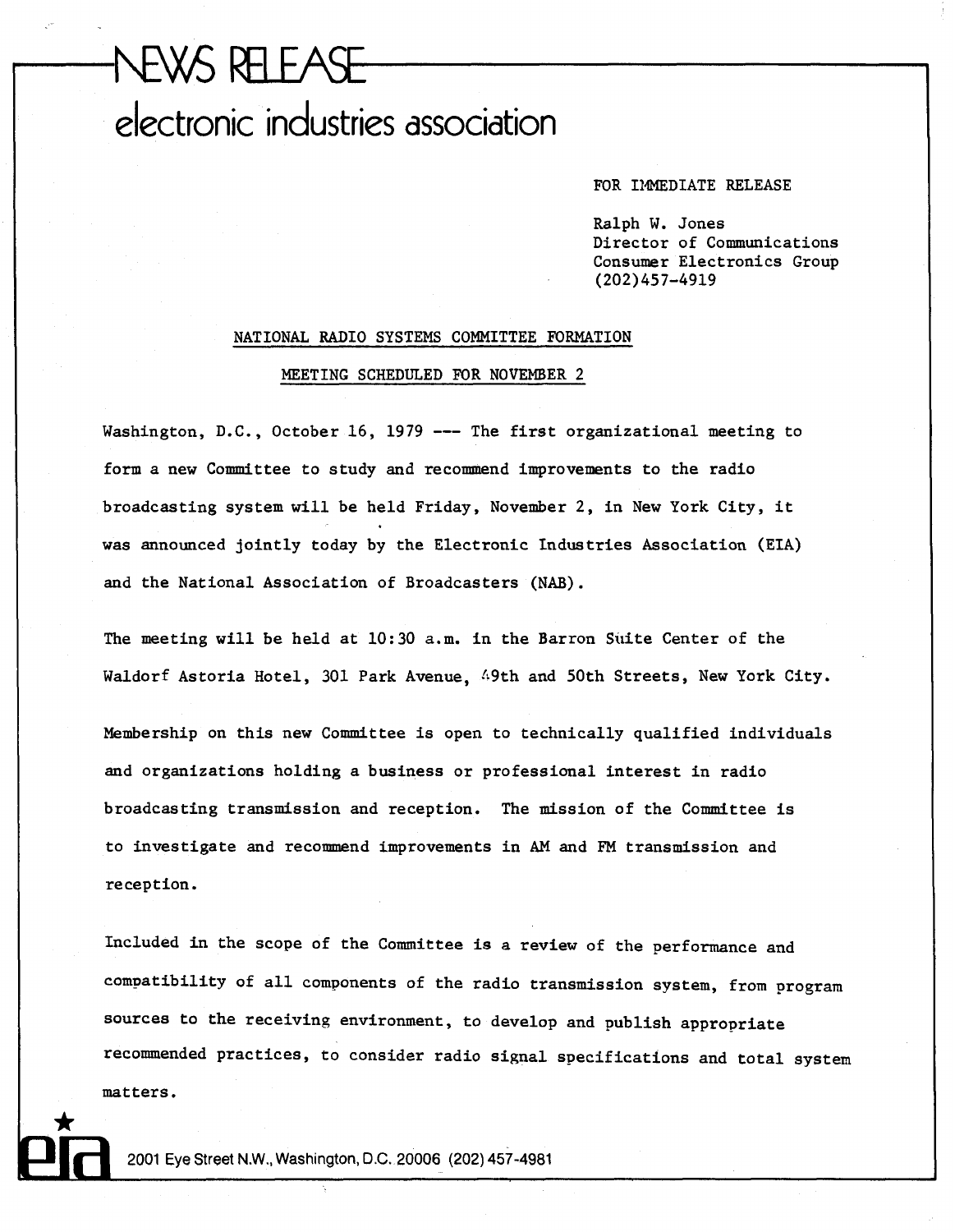# NEWS RELEASE

# electronic industries association

FOR IMMEDIATE RELEASE

Ralph W. Jones
Director of Communications
Consumer Electronics Group
(202)457-4919

## NATIONAL RADIO SYSTEMS COMMITTEE FORMATION
## MEETING SCHEDULED FOR NOVEMBER 2

Washington, D.C., October 16, 1979 --- The first organizational meeting to form a new Committee to study and recommend improvements to the radio broadcasting system will be held Friday, November 2, in New York City, it was announced jointly today by the Electronic Industries Association (EIA) and the National Association of Broadcasters (NAB).

The meeting will be held at 10:30 a.m. in the Barron Suite Center of the Waldorf Astoria Hotel, 301 Park Avenue, 49th and 50th Streets, New York City.

Membership on this new Committee is open to technically qualified individuals and organizations holding a business or professional interest in radio broadcasting transmission and reception. The mission of the Committee is to investigate and recommend improvements in AM and FM transmission and reception.

Included in the scope of the Committee is a review of the performance and compatibility of all components of the radio transmission system, from program sources to the receiving environment, to develop and publish appropriate recommended practices, to consider radio signal specifications and total system matters.

eia 2001 Eye Street N.W., Washington, D.C. 20006 (202) 457-4981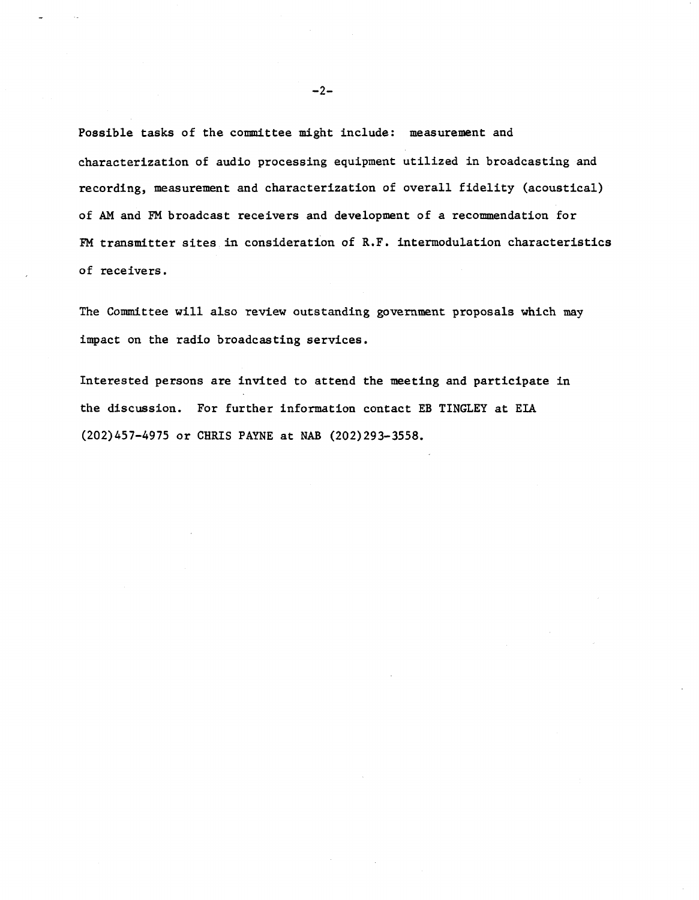Possible tasks of the committee might include: measurement and characterization of audio processing equipment utilized in broadcasting and recording, measurement and characterization of overall fidelity (acoustical) of AM and FM broadcast receivers and development of a recommendation for FM transmitter sites in consideration of R.F. intermodulation characteristics of receivers.

The Committee will also review outstanding government proposals which may impact on the radio broadcasting services.

Interested persons are invited to attend the meeting and participate in the discussion. For further information contact EB TINGLEY at EIA (202)457-4975 or CHRIS PAYNE at NAB (202)293-3558.